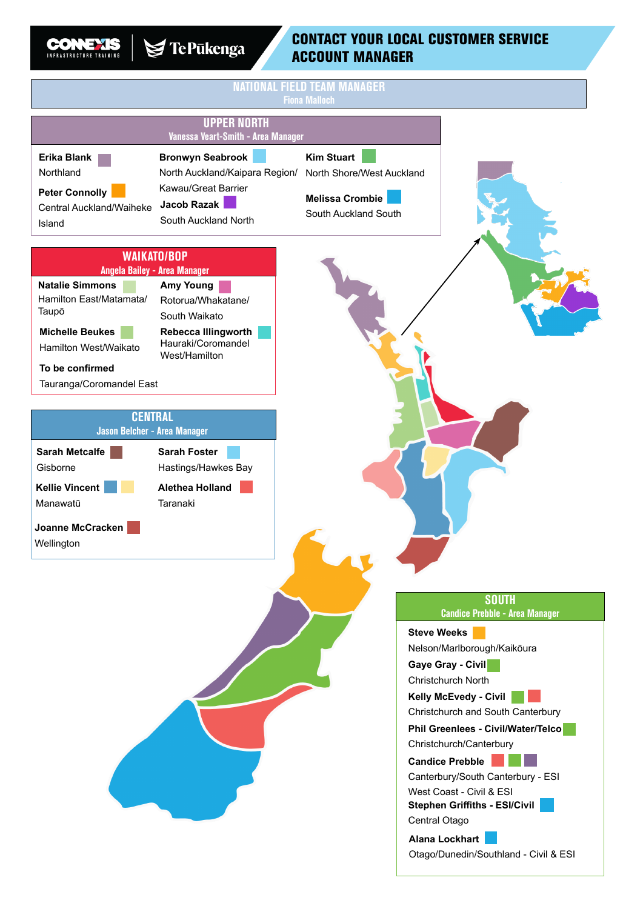CONNEXIS INFRASTRUCTURE TRAINING | Te Pūkenga

# CONTACT YOUR LOCAL CUSTOMER SERVICE ACCOUNT MANAGER

## NATIONAL FIELD TEAM MANAGER
Fiona Malloch

## UPPER NORTH
Vanessa Veart-Smith - Area Manager

**Erika Blank**
Northland

**Peter Connolly**
Central Auckland/Waiheke Island

**Bronwyn Seabrook**
North Auckland/Kaipara Region/ Kawau/Great Barrier

**Jacob Razak**
South Auckland North

**Kim Stuart**
North Shore/West Auckland

**Melissa Crombie**
South Auckland South

## WAIKATO/BOP
Angela Bailey - Area Manager

**Natalie Simmons**
Hamilton East/Matamata/ Taupō

**Michelle Beukes**
Hamilton West/Waikato

**To be confirmed**
Tauranga/Coromandel East

**Amy Young**
Rotorua/Whakatane/ South Waikato

**Rebecca Illingworth**
Hauraki/Coromandel West/Hamilton

## CENTRAL
Jason Belcher - Area Manager

**Sarah Metcalfe**
Gisborne

**Kellie Vincent**
Manawatū

**Joanne McCracken**
Wellington

**Sarah Foster**
Hastings/Hawkes Bay

**Alethea Holland**
Taranaki

## SOUTH
Candice Prebble - Area Manager

**Steve Weeks**
Nelson/Marlborough/Kaikōura

**Gaye Gray - Civil**
Christchurch North

**Kelly McEvedy - Civil**
Christchurch and South Canterbury

**Phil Greenlees - Civil/Water/Telco**
Christchurch/Canterbury

**Candice Prebble**
Canterbury/South Canterbury - ESI
West Coast - Civil & ESI

**Stephen Griffiths - ESI/Civil**
Central Otago

**Alana Lockhart**
Otago/Dunedin/Southland - Civil & ESI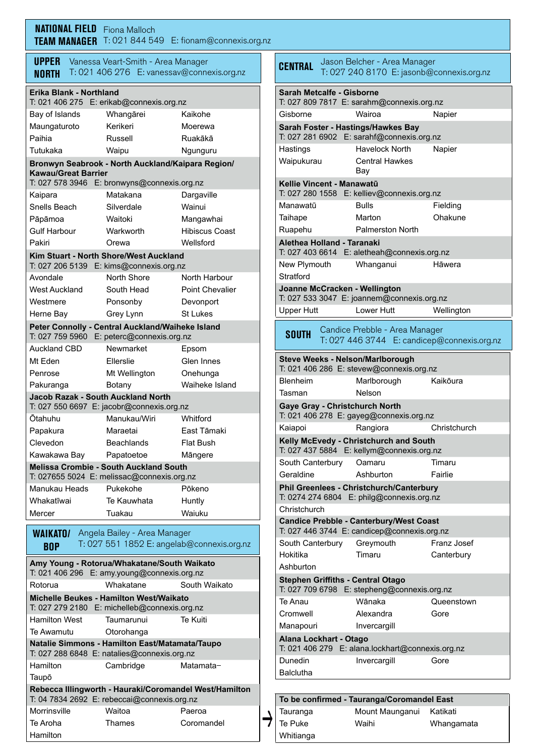## NATIONAL FIELD TEAM MANAGER

Fiona Malloch
T: 021 844 549 E: fionam@connexis.org.nz

## UPPER NORTH

Vanessa Veart-Smith - Area Manager
T: 021 406 276 E: vanessav@connexis.org.nz

**Erika Blank - Northland**
T: 021 406 275 E: erikab@connexis.org.nz

| | | |
|---|---|---|
| Bay of Islands | Whangārei | Kaikohe |
| Maungaturoto | Kerikeri | Moerewa |
| Paihia | Russell | Ruakākā |
| Tutukaka | Waipu | Ngunguru |

**Bronwyn Seabrook - North Auckland/Kaipara Region/ Kawau/Great Barrier**
T: 027 578 3946 E: bronwyns@connexis.org.nz

| | | |
|---|---|---|
| Kaipara | Matakana | Dargaville |
| Snells Beach | Silverdale | Wainui |
| Pāpāmoa | Waitoki | Mangawhai |
| Gulf Harbour | Warkworth | Hibiscus Coast |
| Pakiri | Orewa | Wellsford |

**Kim Stuart - North Shore/West Auckland**
T: 027 206 5139 E: kims@connexis.org.nz

| | | |
|---|---|---|
| Avondale | North Shore | North Harbour |
| West Auckland | South Head | Point Chevalier |
| Westmere | Ponsonby | Devonport |
| Herne Bay | Grey Lynn | St Lukes |

**Peter Connolly - Central Auckland/Waiheke Island**
T: 027 759 5960 E: peterc@connexis.org.nz

| | | |
|---|---|---|
| Auckland CBD | Newmarket | Epsom |
| Mt Eden | Ellerslie | Glen Innes |
| Penrose | Mt Wellington | Onehunga |
| Pakuranga | Botany | Waiheke Island |

**Jacob Razak - South Auckland North**
T: 027 550 6697 E: jacobr@connexis.org.nz

| | | |
|---|---|---|
| Ōtahuhu | Manukau/Wiri | Whitford |
| Papakura | Maraetai | East Tāmaki |
| Clevedon | Beachlands | Flat Bush |
| Kawakawa Bay | Papatoetoe | Māngere |

**Melissa Crombie - South Auckland South**
T: 027655 5024 E: melissac@connexis.org.nz

| | | |
|---|---|---|
| Manukau Heads | Pukekohe | Pōkeno |
| Whakatīwai | Te Kauwhata | Huntly |
| Mercer | Tuakau | Waiuku |

## WAIKATO/ BOP

Angela Bailey - Area Manager
T: 027 551 1852 E: angelab@connexis.org.nz

**Amy Young - Rotorua/Whakatane/South Waikato**
T: 021 406 296 E: amy.young@connexis.org.nz

| | | |
|---|---|---|
| Rotorua | Whakatane | South Waikato |

**Michelle Beukes - Hamilton West/Waikato**
T: 027 279 2180 E: michelleb@connexis.org.nz

| | | |
|---|---|---|
| Hamilton West | Taumarunui | Te Kuiti |
| Te Awamutu | Otorohanga | |

**Natalie Simmons - Hamilton East/Matamata/Taupo**
T: 027 288 6848 E: natalies@connexis.org.nz

| | | |
|---|---|---|
| Hamilton | Cambridge | Matamata– |
| Taupō | | |

**Rebecca Illingworth - Hauraki/Coromandel West/Hamilton**
T: 04 7834 2692 E: rebeccai@connexis.org.nz

| | | |
|---|---|---|
| Morrinsville | Waitoa | Paeroa |
| Te Aroha | Thames | Coromandel |
| Hamilton | | |

**To be confirmed - Tauranga/Coromandel East**

| | | |
|---|---|---|
| Tauranga | Mount Maunganui | Katikati |
| Te Puke | Waihi | Whangamata |
| Whitianga | | |

## CENTRAL

Jason Belcher - Area Manager
T: 027 240 8170 E: jasonb@connexis.org.nz

**Sarah Metcalfe - Gisborne**
T: 027 809 7817 E: sarahm@connexis.org.nz

| | | |
|---|---|---|
| Gisborne | Wairoa | Napier |

**Sarah Foster - Hastings/Hawkes Bay**
T: 027 281 6902 E: sarahf@connexis.org.nz

| | | |
|---|---|---|
| Hastings | Havelock North | Napier |
| Waipukurau | Central Hawkes Bay | |

**Kellie Vincent - Manawatū**
T: 027 280 1558 E: kelliev@connexis.org.nz

| | | |
|---|---|---|
| Manawatū | Bulls | Fielding |
| Taihape | Marton | Ohakune |
| Ruapehu | Palmerston North | |

**Alethea Holland - Taranaki**
T: 027 403 6614 E: aletheah@connexis.org.nz

| | | |
|---|---|---|
| New Plymouth | Whanganui | Hāwera |
| Stratford | | |

**Joanne McCracken - Wellington**
T: 027 533 3047 E: joannem@connexis.org.nz

| | | |
|---|---|---|
| Upper Hutt | Lower Hutt | Wellington |

## SOUTH

Candice Prebble - Area Manager
T: 027 446 3744 E: candicep@connexis.org.nz

**Steve Weeks - Nelson/Marlborough**
T: 021 406 286 E: stevew@connexis.org.nz

| | | |
|---|---|---|
| Blenheim | Marlborough | Kaikōura |
| Tasman | Nelson | |

**Gaye Gray - Christchurch North**
T: 021 406 278 E: gayeg@connexis.org.nz

| | | |
|---|---|---|
| Kaiapoi | Rangiora | Christchurch |

**Kelly McEvedy - Christchurch and South**
T: 027 437 5884 E: kellym@connexis.org.nz

| | | |
|---|---|---|
| South Canterbury | Oamaru | Timaru |
| Geraldine | Ashburton | Fairlie |

**Phil Greenlees - Christchurch/Canterbury**
T: 0274 274 6804 E: philg@connexis.org.nz

| | | |
|---|---|---|
| Christchurch | | |

**Candice Prebble - Canterbury/West Coast**
T: 027 446 3744 E: candicep@connexis.org.nz

| | | |
|---|---|---|
| South Canterbury | Greymouth | Franz Josef |
| Hokitika | Timaru | Canterbury |
| Ashburton | | |

**Stephen Griffiths - Central Otago**
T: 027 709 6798 E: stepheng@connexis.org.nz

| | | |
|---|---|---|
| Te Anau | Wānaka | Queenstown |
| Cromwell | Alexandra | Gore |
| Manapouri | Invercargill | |

**Alana Lockhart - Otago**
T: 021 406 279 E: alana.lockhart@connexis.org.nz

| | | |
|---|---|---|
| Dunedin | Invercargill | Gore |
| Balclutha | | |